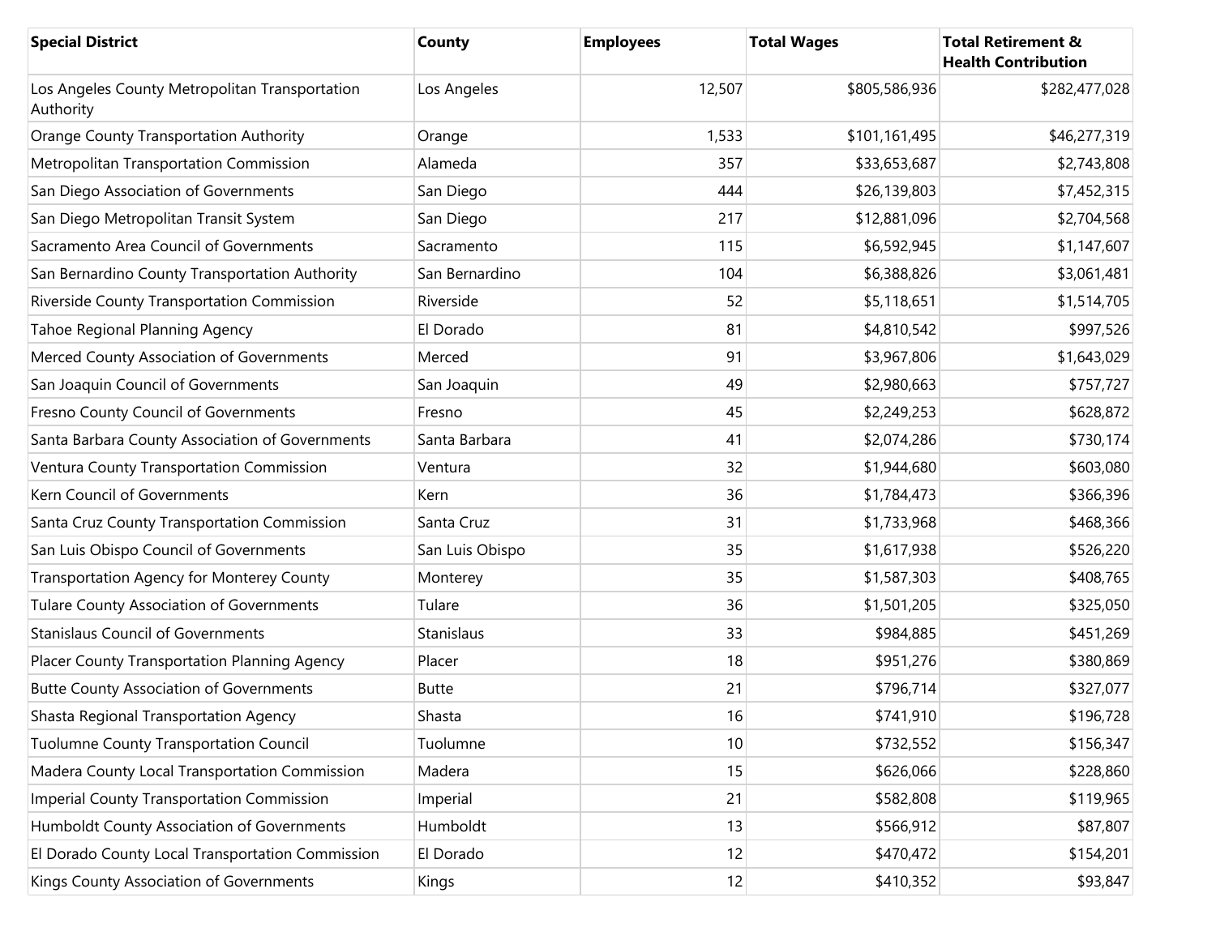| Special District | County | Employees | Total Wages | Total Retirement & Health Contribution |
|---|---|---|---|---|
| Los Angeles County Metropolitan Transportation Authority | Los Angeles | 12,507 | $805,586,936 | $282,477,028 |
| Orange County Transportation Authority | Orange | 1,533 | $101,161,495 | $46,277,319 |
| Metropolitan Transportation Commission | Alameda | 357 | $33,653,687 | $2,743,808 |
| San Diego Association of Governments | San Diego | 444 | $26,139,803 | $7,452,315 |
| San Diego Metropolitan Transit System | San Diego | 217 | $12,881,096 | $2,704,568 |
| Sacramento Area Council of Governments | Sacramento | 115 | $6,592,945 | $1,147,607 |
| San Bernardino County Transportation Authority | San Bernardino | 104 | $6,388,826 | $3,061,481 |
| Riverside County Transportation Commission | Riverside | 52 | $5,118,651 | $1,514,705 |
| Tahoe Regional Planning Agency | El Dorado | 81 | $4,810,542 | $997,526 |
| Merced County Association of Governments | Merced | 91 | $3,967,806 | $1,643,029 |
| San Joaquin Council of Governments | San Joaquin | 49 | $2,980,663 | $757,727 |
| Fresno County Council of Governments | Fresno | 45 | $2,249,253 | $628,872 |
| Santa Barbara County Association of Governments | Santa Barbara | 41 | $2,074,286 | $730,174 |
| Ventura County Transportation Commission | Ventura | 32 | $1,944,680 | $603,080 |
| Kern Council of Governments | Kern | 36 | $1,784,473 | $366,396 |
| Santa Cruz County Transportation Commission | Santa Cruz | 31 | $1,733,968 | $468,366 |
| San Luis Obispo Council of Governments | San Luis Obispo | 35 | $1,617,938 | $526,220 |
| Transportation Agency for Monterey County | Monterey | 35 | $1,587,303 | $408,765 |
| Tulare County Association of Governments | Tulare | 36 | $1,501,205 | $325,050 |
| Stanislaus Council of Governments | Stanislaus | 33 | $984,885 | $451,269 |
| Placer County Transportation Planning Agency | Placer | 18 | $951,276 | $380,869 |
| Butte County Association of Governments | Butte | 21 | $796,714 | $327,077 |
| Shasta Regional Transportation Agency | Shasta | 16 | $741,910 | $196,728 |
| Tuolumne County Transportation Council | Tuolumne | 10 | $732,552 | $156,347 |
| Madera County Local Transportation Commission | Madera | 15 | $626,066 | $228,860 |
| Imperial County Transportation Commission | Imperial | 21 | $582,808 | $119,965 |
| Humboldt County Association of Governments | Humboldt | 13 | $566,912 | $87,807 |
| El Dorado County Local Transportation Commission | El Dorado | 12 | $470,472 | $154,201 |
| Kings County Association of Governments | Kings | 12 | $410,352 | $93,847 |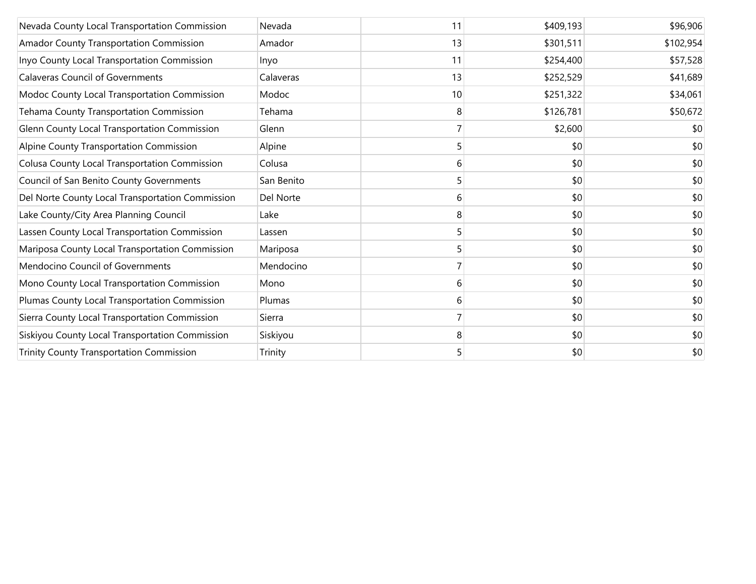| | | | | |
|---|---|---|---|---|
| Nevada County Local Transportation Commission | Nevada | 11 | $409,193 | $96,906 |
| Amador County Transportation Commission | Amador | 13 | $301,511 | $102,954 |
| Inyo County Local Transportation Commission | Inyo | 11 | $254,400 | $57,528 |
| Calaveras Council of Governments | Calaveras | 13 | $252,529 | $41,689 |
| Modoc County Local Transportation Commission | Modoc | 10 | $251,322 | $34,061 |
| Tehama County Transportation Commission | Tehama | 8 | $126,781 | $50,672 |
| Glenn County Local Transportation Commission | Glenn | 7 | $2,600 | $0 |
| Alpine County Transportation Commission | Alpine | 5 | $0 | $0 |
| Colusa County Local Transportation Commission | Colusa | 6 | $0 | $0 |
| Council of San Benito County Governments | San Benito | 5 | $0 | $0 |
| Del Norte County Local Transportation Commission | Del Norte | 6 | $0 | $0 |
| Lake County/City Area Planning Council | Lake | 8 | $0 | $0 |
| Lassen County Local Transportation Commission | Lassen | 5 | $0 | $0 |
| Mariposa County Local Transportation Commission | Mariposa | 5 | $0 | $0 |
| Mendocino Council of Governments | Mendocino | 7 | $0 | $0 |
| Mono County Local Transportation Commission | Mono | 6 | $0 | $0 |
| Plumas County Local Transportation Commission | Plumas | 6 | $0 | $0 |
| Sierra County Local Transportation Commission | Sierra | 7 | $0 | $0 |
| Siskiyou County Local Transportation Commission | Siskiyou | 8 | $0 | $0 |
| Trinity County Transportation Commission | Trinity | 5 | $0 | $0 |